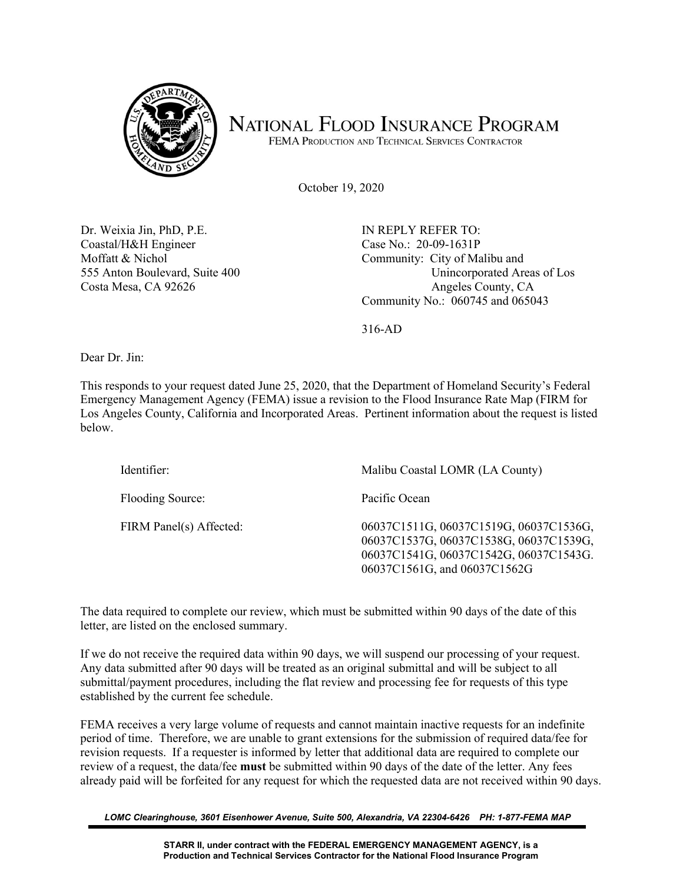# NATIONAL FLOOD INSURANCE PROGRAM

FEMA PRODUCTION AND TECHNICAL SERVICES CONTRACTOR

October 19, 2020

Dr. Weixia Jin, PhD, P.E.
Coastal/H&H Engineer
Moffatt & Nichol
555 Anton Boulevard, Suite 400
Costa Mesa, CA 92626

IN REPLY REFER TO:
Case No.: 20-09-1631P
Community: City of Malibu and Unincorporated Areas of Los Angeles County, CA
Community No.: 060745 and 065043

316-AD

Dear Dr. Jin:

This responds to your request dated June 25, 2020, that the Department of Homeland Security's Federal Emergency Management Agency (FEMA) issue a revision to the Flood Insurance Rate Map (FIRM for Los Angeles County, California and Incorporated Areas. Pertinent information about the request is listed below.

| | |
|---|---|
| Identifier: | Malibu Coastal LOMR (LA County) |
| Flooding Source: | Pacific Ocean |
| FIRM Panel(s) Affected: | 06037C1511G, 06037C1519G, 06037C1536G, 06037C1537G, 06037C1538G, 06037C1539G, 06037C1541G, 06037C1542G, 06037C1543G. 06037C1561G, and 06037C1562G |

The data required to complete our review, which must be submitted within 90 days of the date of this letter, are listed on the enclosed summary.

If we do not receive the required data within 90 days, we will suspend our processing of your request. Any data submitted after 90 days will be treated as an original submittal and will be subject to all submittal/payment procedures, including the flat review and processing fee for requests of this type established by the current fee schedule.

FEMA receives a very large volume of requests and cannot maintain inactive requests for an indefinite period of time. Therefore, we are unable to grant extensions for the submission of required data/fee for revision requests. If a requester is informed by letter that additional data are required to complete our review of a request, the data/fee **must** be submitted within 90 days of the date of the letter. Any fees already paid will be forfeited for any request for which the requested data are not received within 90 days.

*LOMC Clearinghouse, 3601 Eisenhower Avenue, Suite 500, Alexandria, VA 22304-6426 PH: 1-877-FEMA MAP*

**STARR II, under contract with the FEDERAL EMERGENCY MANAGEMENT AGENCY, is a Production and Technical Services Contractor for the National Flood Insurance Program**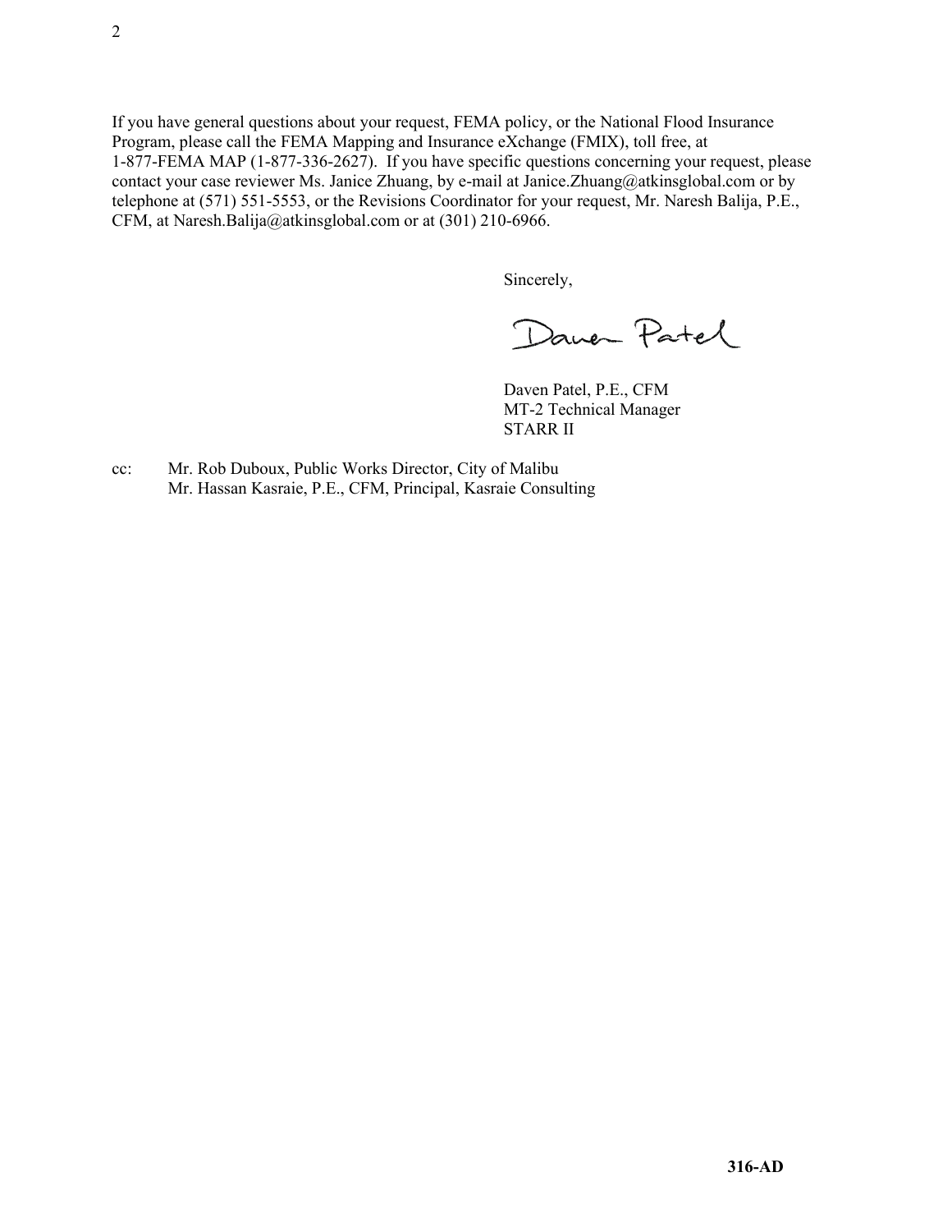If you have general questions about your request, FEMA policy, or the National Flood Insurance Program, please call the FEMA Mapping and Insurance eXchange (FMIX), toll free, at 1-877-FEMA MAP (1-877-336-2627). If you have specific questions concerning your request, please contact your case reviewer Ms. Janice Zhuang, by e-mail at Janice.Zhuang@atkinsglobal.com or by telephone at (571) 551-5553, or the Revisions Coordinator for your request, Mr. Naresh Balija, P.E., CFM, at Naresh.Balija@atkinsglobal.com or at (301) 210-6966.

Sincerely,

Daven Patel

Daven Patel, P.E., CFM  
MT-2 Technical Manager  
STARR II

cc: Mr. Rob Duboux, Public Works Director, City of Malibu  
Mr. Hassan Kasraie, P.E., CFM, Principal, Kasraie Consulting

**316-AD**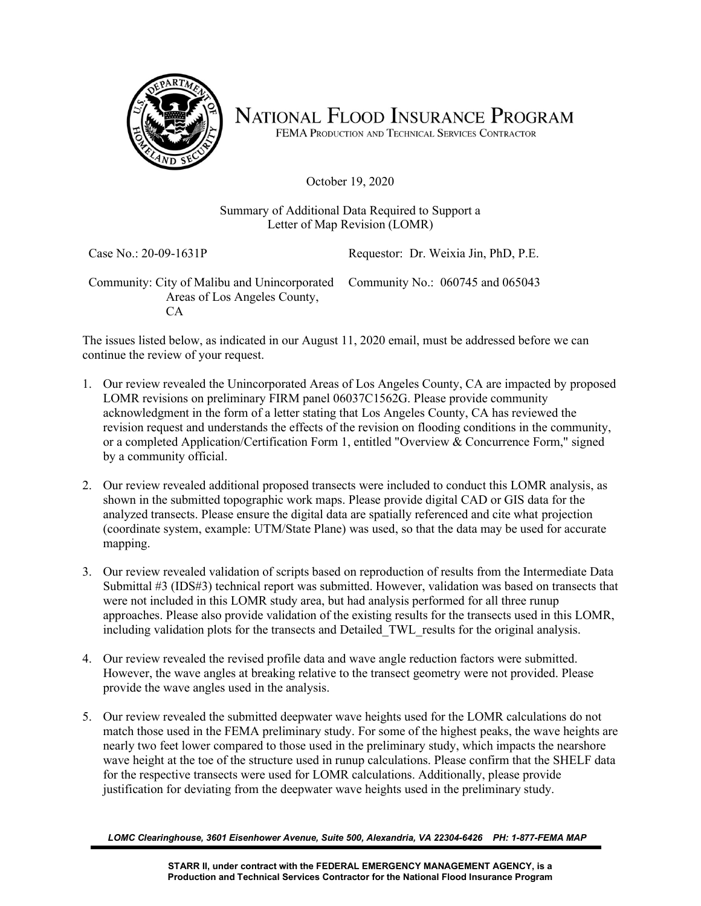# NATIONAL FLOOD INSURANCE PROGRAM

FEMA PRODUCTION AND TECHNICAL SERVICES CONTRACTOR

October 19, 2020

Summary of Additional Data Required to Support a
Letter of Map Revision (LOMR)

| | |
|---|---|
| Case No.: 20-09-1631P | Requestor: Dr. Weixia Jin, PhD, P.E. |
| Community: City of Malibu and Unincorporated Areas of Los Angeles County, CA | Community No.: 060745 and 065043 |

The issues listed below, as indicated in our August 11, 2020 email, must be addressed before we can continue the review of your request.

1. Our review revealed the Unincorporated Areas of Los Angeles County, CA are impacted by proposed LOMR revisions on preliminary FIRM panel 06037C1562G. Please provide community acknowledgment in the form of a letter stating that Los Angeles County, CA has reviewed the revision request and understands the effects of the revision on flooding conditions in the community, or a completed Application/Certification Form 1, entitled "Overview & Concurrence Form," signed by a community official.

2. Our review revealed additional proposed transects were included to conduct this LOMR analysis, as shown in the submitted topographic work maps. Please provide digital CAD or GIS data for the analyzed transects. Please ensure the digital data are spatially referenced and cite what projection (coordinate system, example: UTM/State Plane) was used, so that the data may be used for accurate mapping.

3. Our review revealed validation of scripts based on reproduction of results from the Intermediate Data Submittal #3 (IDS#3) technical report was submitted. However, validation was based on transects that were not included in this LOMR study area, but had analysis performed for all three runup approaches. Please also provide validation of the existing results for the transects used in this LOMR, including validation plots for the transects and Detailed_TWL_results for the original analysis.

4. Our review revealed the revised profile data and wave angle reduction factors were submitted. However, the wave angles at breaking relative to the transect geometry were not provided. Please provide the wave angles used in the analysis.

5. Our review revealed the submitted deepwater wave heights used for the LOMR calculations do not match those used in the FEMA preliminary study. For some of the highest peaks, the wave heights are nearly two feet lower compared to those used in the preliminary study, which impacts the nearshore wave height at the toe of the structure used in runup calculations. Please confirm that the SHELF data for the respective transects were used for LOMR calculations. Additionally, please provide justification for deviating from the deepwater wave heights used in the preliminary study.

*LOMC Clearinghouse, 3601 Eisenhower Avenue, Suite 500, Alexandria, VA 22304-6426 PH: 1-877-FEMA MAP*

**STARR II, under contract with the FEDERAL EMERGENCY MANAGEMENT AGENCY, is a Production and Technical Services Contractor for the National Flood Insurance Program**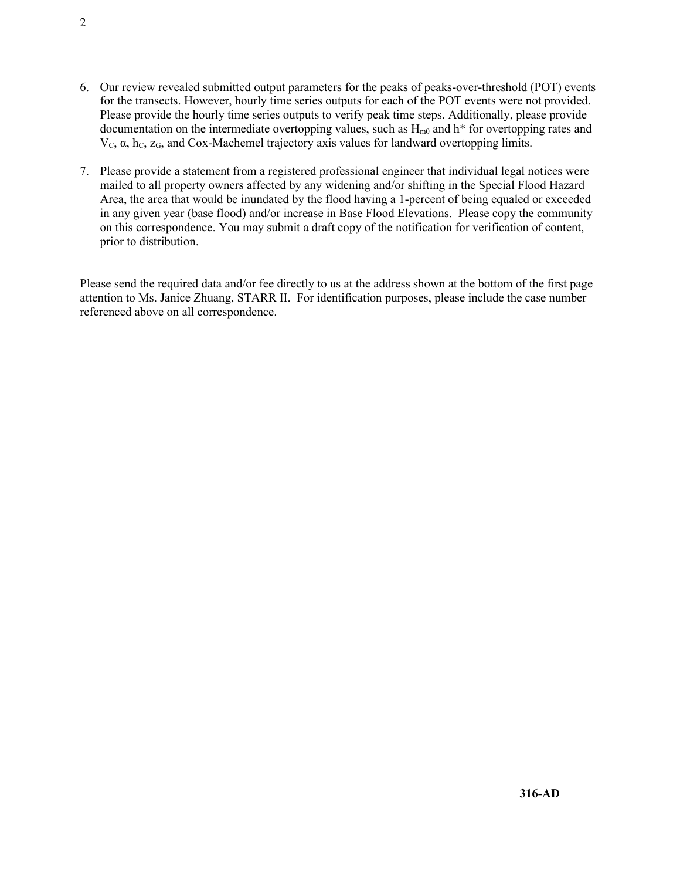6. Our review revealed submitted output parameters for the peaks of peaks-over-threshold (POT) events for the transects. However, hourly time series outputs for each of the POT events were not provided. Please provide the hourly time series outputs to verify peak time steps. Additionally, please provide documentation on the intermediate overtopping values, such as $H_{m0}$ and $h^*$ for overtopping rates and $V_C$, $\alpha$, $h_C$, $z_G$, and Cox-Machemel trajectory axis values for landward overtopping limits.

7. Please provide a statement from a registered professional engineer that individual legal notices were mailed to all property owners affected by any widening and/or shifting in the Special Flood Hazard Area, the area that would be inundated by the flood having a 1-percent of being equaled or exceeded in any given year (base flood) and/or increase in Base Flood Elevations. Please copy the community on this correspondence. You may submit a draft copy of the notification for verification of content, prior to distribution.

Please send the required data and/or fee directly to us at the address shown at the bottom of the first page attention to Ms. Janice Zhuang, STARR II. For identification purposes, please include the case number referenced above on all correspondence.

**316-AD**